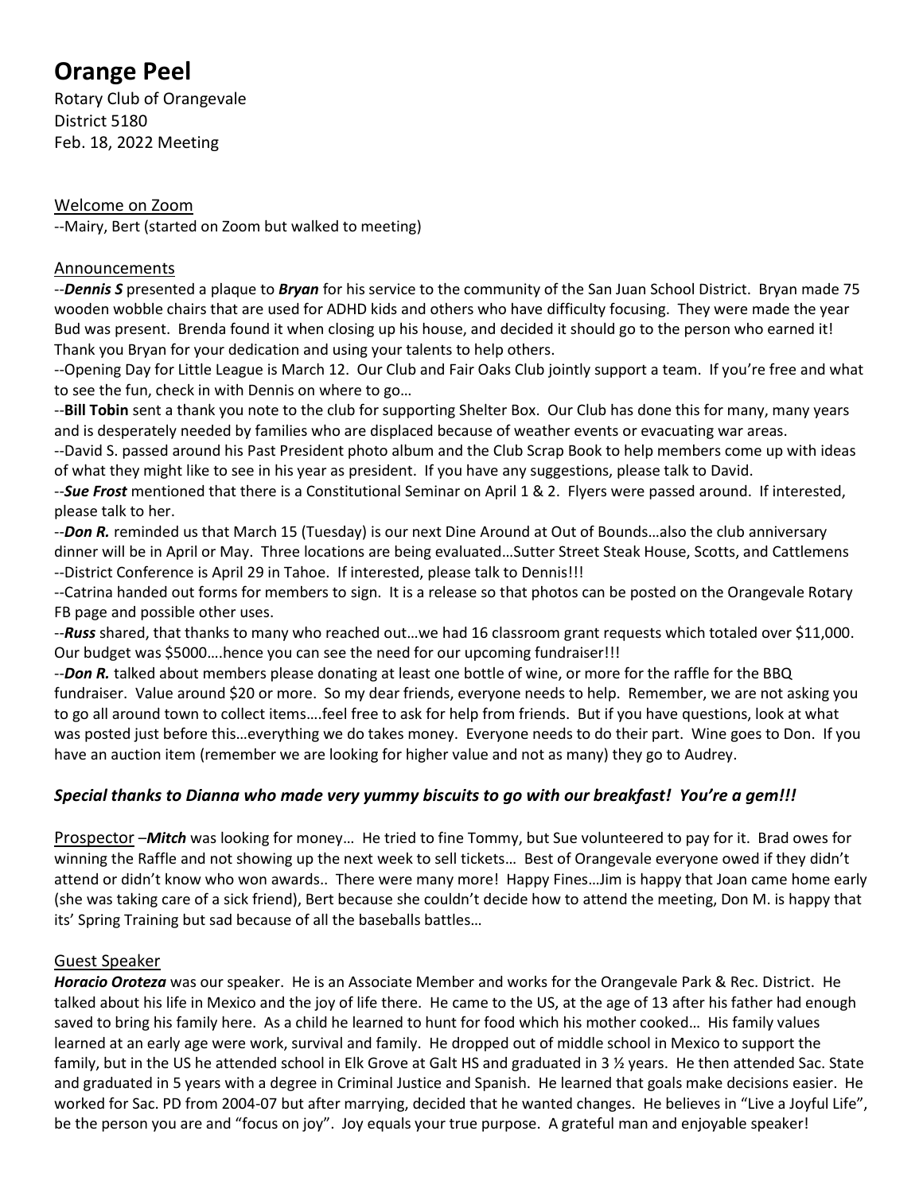# Orange Peel

Rotary Club of Orangevale
District 5180
Feb. 18, 2022 Meeting

Welcome on Zoom

--Mairy, Bert (started on Zoom but walked to meeting)

Announcements

--***Dennis S*** presented a plaque to ***Bryan*** for his service to the community of the San Juan School District. Bryan made 75 wooden wobble chairs that are used for ADHD kids and others who have difficulty focusing. They were made the year Bud was present. Brenda found it when closing up his house, and decided it should go to the person who earned it! Thank you Bryan for your dedication and using your talents to help others.

--Opening Day for Little League is March 12. Our Club and Fair Oaks Club jointly support a team. If you're free and what to see the fun, check in with Dennis on where to go…

--**Bill Tobin** sent a thank you note to the club for supporting Shelter Box. Our Club has done this for many, many years and is desperately needed by families who are displaced because of weather events or evacuating war areas.

--David S. passed around his Past President photo album and the Club Scrap Book to help members come up with ideas of what they might like to see in his year as president. If you have any suggestions, please talk to David.

--***Sue Frost*** mentioned that there is a Constitutional Seminar on April 1 & 2. Flyers were passed around. If interested, please talk to her.

--***Don R.*** reminded us that March 15 (Tuesday) is our next Dine Around at Out of Bounds…also the club anniversary dinner will be in April or May. Three locations are being evaluated…Sutter Street Steak House, Scotts, and Cattlemens

--District Conference is April 29 in Tahoe. If interested, please talk to Dennis!!!

--Catrina handed out forms for members to sign. It is a release so that photos can be posted on the Orangevale Rotary FB page and possible other uses.

--***Russ*** shared, that thanks to many who reached out…we had 16 classroom grant requests which totaled over $11,000. Our budget was $5000….hence you can see the need for our upcoming fundraiser!!!

--***Don R.*** talked about members please donating at least one bottle of wine, or more for the raffle for the BBQ fundraiser. Value around $20 or more. So my dear friends, everyone needs to help. Remember, we are not asking you to go all around town to collect items….feel free to ask for help from friends. But if you have questions, look at what was posted just before this…everything we do takes money. Everyone needs to do their part. Wine goes to Don. If you have an auction item (remember we are looking for higher value and not as many) they go to Audrey.

***Special thanks to Dianna who made very yummy biscuits to go with our breakfast! You're a gem!!!***

Prospector –***Mitch*** was looking for money… He tried to fine Tommy, but Sue volunteered to pay for it. Brad owes for winning the Raffle and not showing up the next week to sell tickets… Best of Orangevale everyone owed if they didn't attend or didn't know who won awards.. There were many more! Happy Fines…Jim is happy that Joan came home early (she was taking care of a sick friend), Bert because she couldn't decide how to attend the meeting, Don M. is happy that its' Spring Training but sad because of all the baseballs battles…

Guest Speaker

***Horacio Oroteza*** was our speaker. He is an Associate Member and works for the Orangevale Park & Rec. District. He talked about his life in Mexico and the joy of life there. He came to the US, at the age of 13 after his father had enough saved to bring his family here. As a child he learned to hunt for food which his mother cooked… His family values learned at an early age were work, survival and family. He dropped out of middle school in Mexico to support the family, but in the US he attended school in Elk Grove at Galt HS and graduated in 3 ½ years. He then attended Sac. State and graduated in 5 years with a degree in Criminal Justice and Spanish. He learned that goals make decisions easier. He worked for Sac. PD from 2004-07 but after marrying, decided that he wanted changes. He believes in "Live a Joyful Life", be the person you are and "focus on joy". Joy equals your true purpose. A grateful man and enjoyable speaker!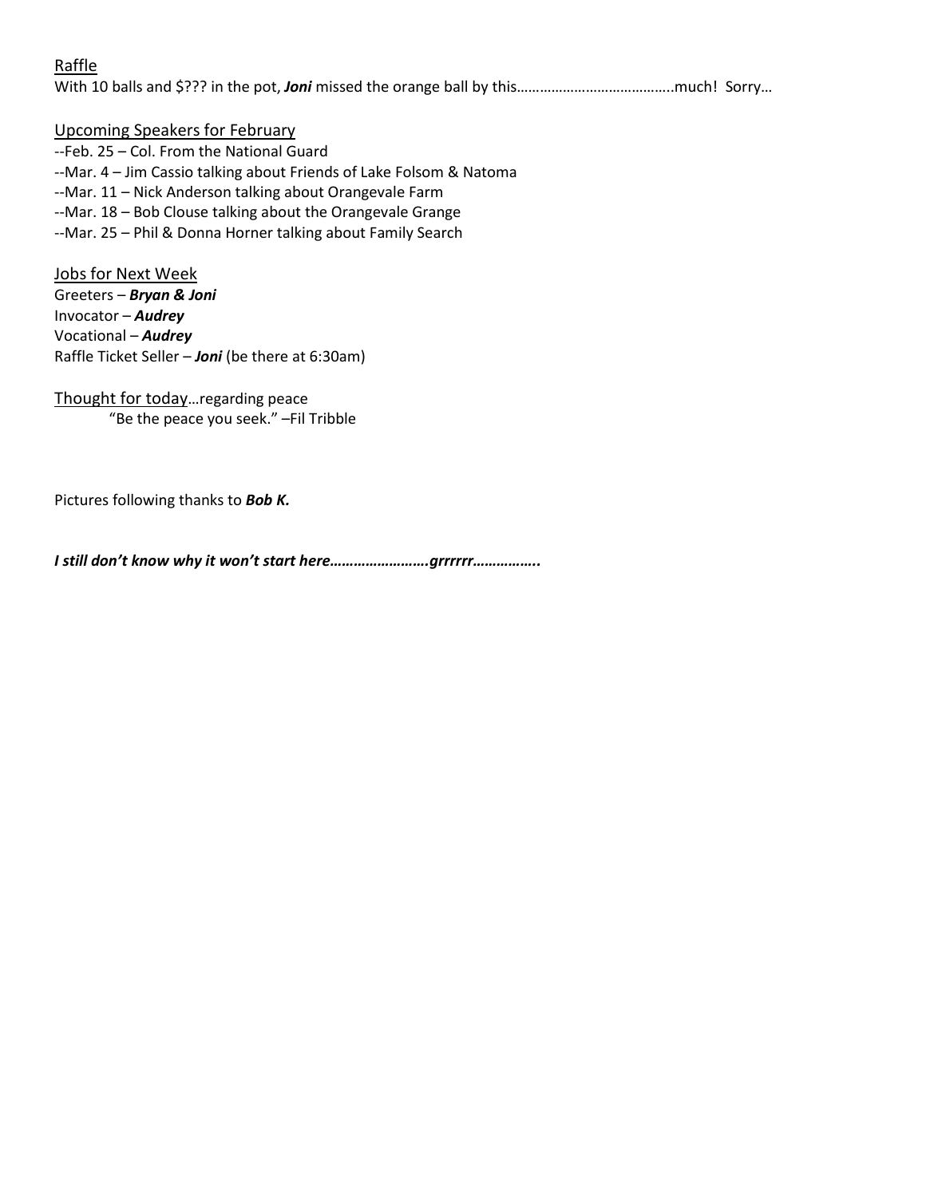Raffle

With 10 balls and $??? in the pot, ***Joni*** missed the orange ball by this…………………………………..much!  Sorry…

Upcoming Speakers for February

--Feb. 25 – Col. From the National Guard

--Mar. 4 – Jim Cassio talking about Friends of Lake Folsom & Natoma

--Mar. 11 – Nick Anderson talking about Orangevale Farm

--Mar. 18 – Bob Clouse talking about the Orangevale Grange

--Mar. 25 – Phil & Donna Horner talking about Family Search

Jobs for Next Week

Greeters – ***Bryan & Joni***

Invocator – ***Audrey***

Vocational – ***Audrey***

Raffle Ticket Seller – ***Joni*** (be there at 6:30am)

Thought for today…regarding peace

"Be the peace you seek." –Fil Tribble

Pictures following thanks to ***Bob K.***

***I still don't know why it won't start here…………………….grrrrrr……………..***